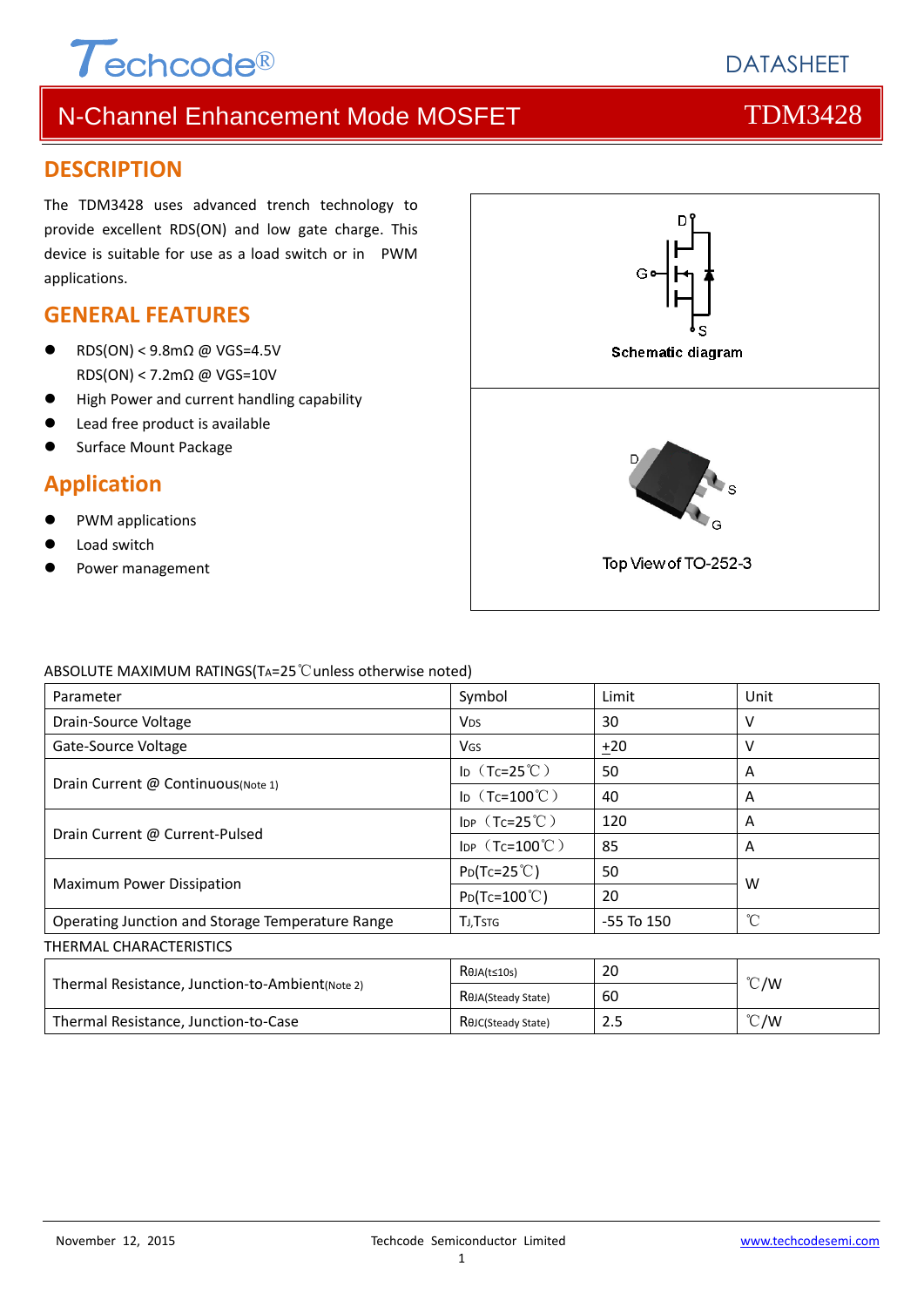Techcode®

DATASHEET

# N-Channel Enhancement Mode MOSFET TDM3428

## DESCRIPTION

The TDM3428 uses advanced trench technology to provide excellent RDS(ON) and low gate charge. This device is suitable for use as a load switch or in PWM applications.

## GENERAL FEATURES

- RDS(ON) < 9.8mΩ @ VGS=4.5V
  RDS(ON) < 7.2mΩ @ VGS=10V
- High Power and current handling capability
- Lead free product is available
- Surface Mount Package

## Application

- PWM applications
- Load switch
- Power management

D
G
S

Schematic diagram

D
S
G

Top View of TO-252-3

ABSOLUTE MAXIMUM RATINGS($T_A$=25℃unless otherwise noted)

| Parameter | Symbol | Limit | Unit |
|---|---|---|---|
| Drain-Source Voltage | $V_{DS}$ | 30 | V |
| Gate-Source Voltage | $V_{GS}$ | $\pm$20 | V |
| Drain Current @ Continuous(Note 1) | $I_D$（Tc=25℃） | 50 | A |
| | $I_D$（Tc=100℃） | 40 | A |
| Drain Current @ Current-Pulsed | $I_{DP}$（Tc=25℃） | 120 | A |
| | $I_{DP}$（Tc=100℃） | 85 | A |
| Maximum Power Dissipation | $P_D$(Tc=25℃) | 50 | W |
| | $P_D$(Tc=100℃) | 20 | |
| Operating Junction and Storage Temperature Range | $T_J$,$T_{STG}$ | -55 To 150 | ℃ |

THERMAL CHARACTERISTICS

| Parameter | Symbol | Limit | Unit |
|---|---|---|---|
| Thermal Resistance, Junction-to-Ambient(Note 2) | $R_{\theta JA}$(t≤10s) | 20 | ℃/W |
| | $R_{\theta JA}$(Steady State) | 60 | |
| Thermal Resistance, Junction-to-Case | $R_{\theta JC}$(Steady State) | 2.5 | ℃/W |

November 12, 2015 Techcode Semiconductor Limited www.techcodesemi.com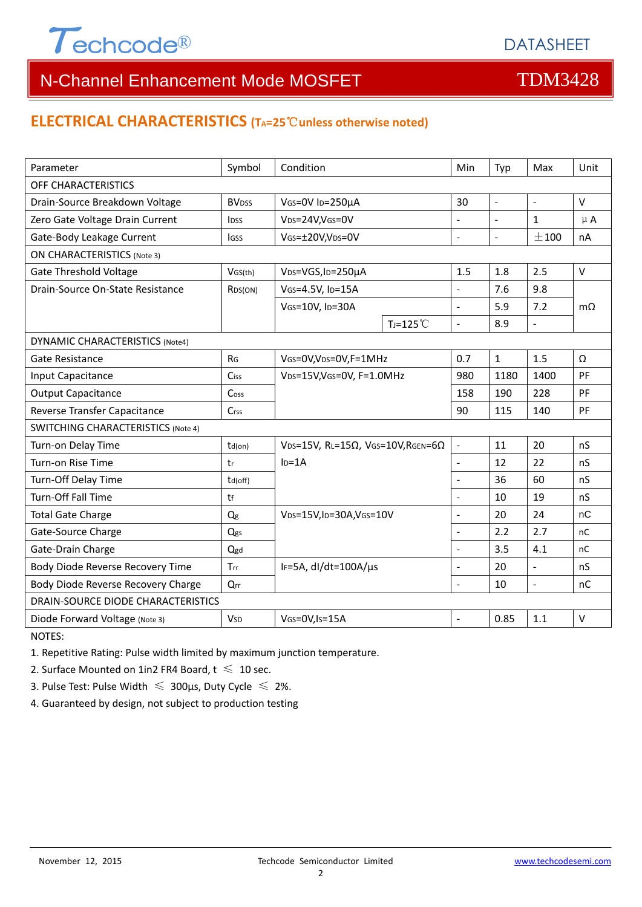## ELECTRICAL CHARACTERISTICS ($T_A$=25℃unless otherwise noted)

| Parameter | Symbol | Condition | | Min | Typ | Max | Unit |
|---|---|---|---|---|---|---|---|
| OFF CHARACTERISTICS | | | | | | | |
| Drain-Source Breakdown Voltage | $BV_{DSS}$ | $V_{GS}$=0V $I_D$=250μA | | 30 | - | - | V |
| Zero Gate Voltage Drain Current | $I_{DSS}$ | $V_{DS}$=24V,$V_{GS}$=0V | | - | - | 1 | μA |
| Gate-Body Leakage Current | $I_{GSS}$ | $V_{GS}$=±20V,$V_{DS}$=0V | | - | - | ±100 | nA |
| ON CHARACTERISTICS (Note 3) | | | | | | | |
| Gate Threshold Voltage | $V_{GS(th)}$ | $V_{DS}$=VGS,$I_D$=250μA | | 1.5 | 1.8 | 2.5 | V |
| Drain-Source On-State Resistance | $R_{DS(ON)}$ | $V_{GS}$=4.5V, $I_D$=15A | | - | 7.6 | 9.8 | mΩ |
| | | $V_{GS}$=10V, $I_D$=30A | | - | 5.9 | 7.2 | |
| | | | $T_J$=125℃ | - | 8.9 | - | |
| DYNAMIC CHARACTERISTICS (Note4) | | | | | | | |
| Gate Resistance | $R_G$ | $V_{GS}$=0V,$V_{DS}$=0V,F=1MHz | | 0.7 | 1 | 1.5 | Ω |
| Input Capacitance | $C_{iss}$ | $V_{DS}$=15V,$V_{GS}$=0V, F=1.0MHz | | 980 | 1180 | 1400 | PF |
| Output Capacitance | $C_{oss}$ | | | 158 | 190 | 228 | PF |
| Reverse Transfer Capacitance | $C_{rss}$ | | | 90 | 115 | 140 | PF |
| SWITCHING CHARACTERISTICS (Note 4) | | | | | | | |
| Turn-on Delay Time | $t_{d(on)}$ | $V_{DS}$=15V, $R_L$=15Ω, $V_{GS}$=10V,$R_{GEN}$=6Ω $I_D$=1A | | - | 11 | 20 | nS |
| Turn-on Rise Time | $t_r$ | | | - | 12 | 22 | nS |
| Turn-Off Delay Time | $t_{d(off)}$ | | | - | 36 | 60 | nS |
| Turn-Off Fall Time | $t_f$ | | | - | 10 | 19 | nS |
| Total Gate Charge | $Q_g$ | $V_{DS}$=15V,$I_D$=30A,$V_{GS}$=10V | | - | 20 | 24 | nC |
| Gate-Source Charge | $Q_{gs}$ | | | - | 2.2 | 2.7 | nC |
| Gate-Drain Charge | $Q_{gd}$ | | | - | 3.5 | 4.1 | nC |
| Body Diode Reverse Recovery Time | $T_{rr}$ | $I_F$=5A, dI/dt=100A/μs | | - | 20 | - | nS |
| Body Diode Reverse Recovery Charge | $Q_{rr}$ | | | - | 10 | - | nC |
| DRAIN-SOURCE DIODE CHARACTERISTICS | | | | | | | |
| Diode Forward Voltage (Note 3) | $V_{SD}$ | $V_{GS}$=0V,$I_S$=15A | | - | 0.85 | 1.1 | V |

NOTES:

1. Repetitive Rating: Pulse width limited by maximum junction temperature.
2. Surface Mounted on 1in2 FR4 Board, t ≤ 10 sec.
3. Pulse Test: Pulse Width ≤ 300μs, Duty Cycle ≤ 2%.
4. Guaranteed by design, not subject to production testing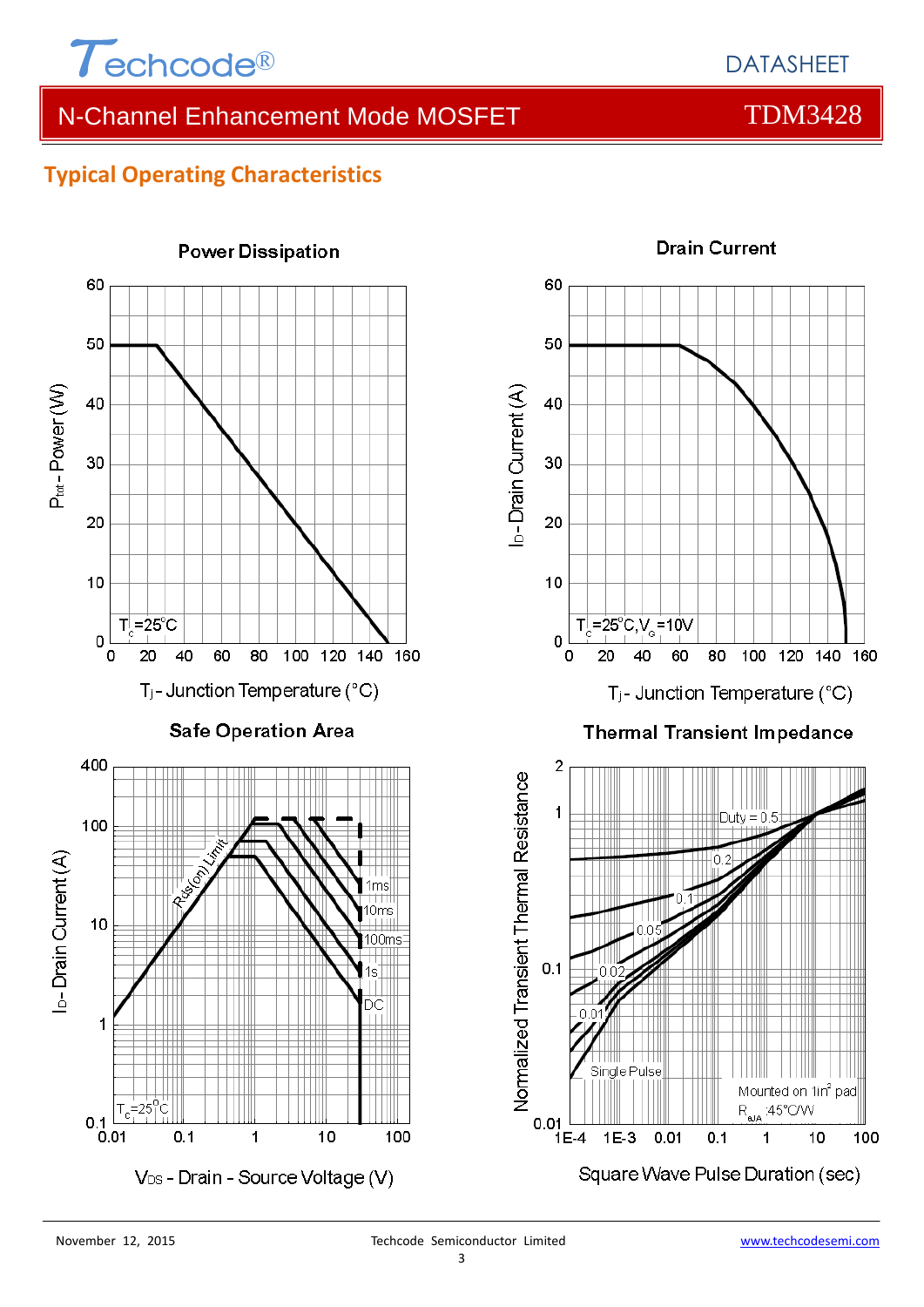## Typical Operating Characteristics

**Power Dissipation**

60
50
40
30
20
10
0

0 20 40 60 80 100 120 140 160

$P_{tot}$ - Power (W)

$T_c$=25°C

$T_J$ - Junction Temperature (°C)

**Drain Current**

60
50
40
30
20
10
0

0 20 40 60 80 100 120 140 160

$I_D$ - Drain Current (A)

$T_c$=25°C, $V_G$=10V

$T_J$ - Junction Temperature (°C)

**Safe Operation Area**

400
100
10
1
0.1

0.01 0.1 1 10 100

$I_D$ - Drain Current (A)

Rds(on) Limit

1ms
10ms
100ms
1s
DC

$T_c$=25°C

$V_{DS}$ - Drain - Source Voltage (V)

**Thermal Transient Impedance**

2
1
0.1
0.01

1E-4 1E-3 0.01 0.1 1 10 100

Normalized Transient Thermal Resistance

Duty = 0.5
0.2
0.1
0.05
0.02
0.01
Single Pulse

Mounted on 1in² pad
$R_{\theta JA}$ :45°C/W

Square Wave Pulse Duration (sec)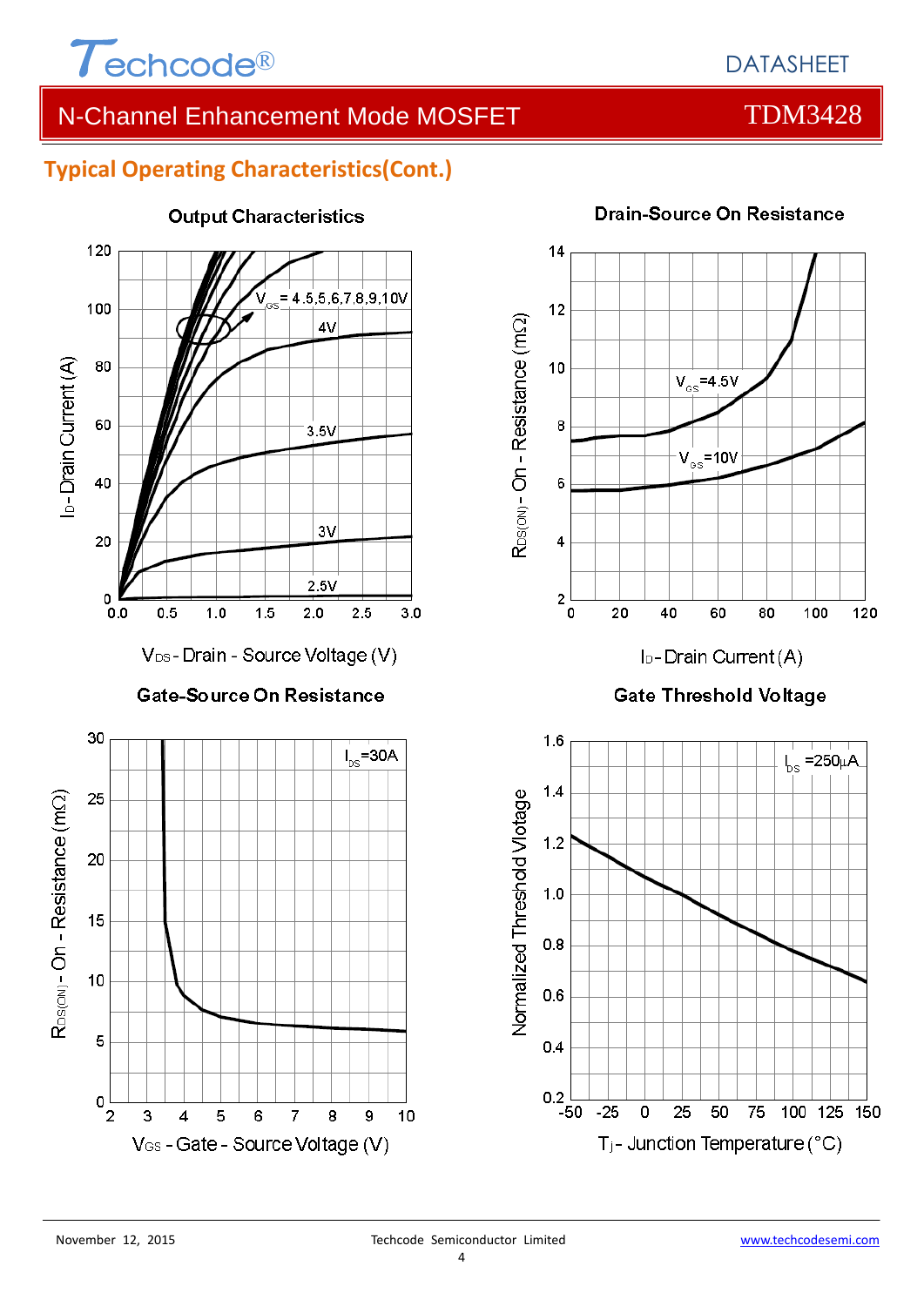## Typical Operating Characteristics(Cont.)

**Output Characteristics**

$V_{GS}$ = 4.5,5,6,7,8,9,10V

4V

3.5V

3V

2.5V

$I_D$ - Drain Current (A)

$V_{DS}$ - Drain - Source Voltage (V)

**Drain-Source On Resistance**

$V_{GS}$=4.5V

$V_{GS}$=10V

$R_{DS(ON)}$ - On - Resistance (mΩ)

$I_D$ - Drain Current (A)

**Gate-Source On Resistance**

$I_{DS}$=30A

$R_{DS(ON)}$ - On - Resistance (mΩ)

$V_{GS}$ - Gate - Source Voltage (V)

**Gate Threshold Voltage**

$I_{DS}$ =250μA

Normalized Threshold Vlotage

$T_j$ - Junction Temperature (°C)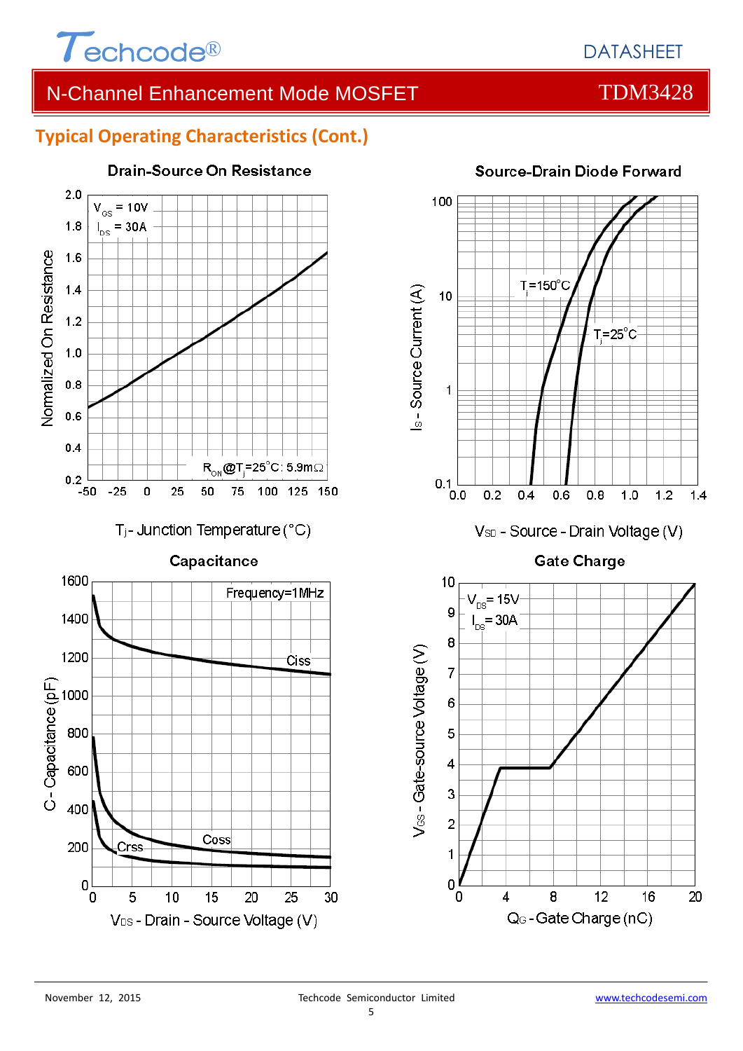## Typical Operating Characteristics (Cont.)

**Drain-Source On Resistance**

$V_{GS}$ = 10V
$I_{DS}$ = 30A

$R_{ON}$@$T_j$=25°C: 5.9mΩ

Normalized On Resistance

2.0
1.8
1.6
1.4
1.2
1.0
0.8
0.6
0.4
0.2

-50 -25 0 25 50 75 100 125 150

$T_j$ - Junction Temperature (°C)

**Source-Drain Diode Forward**

$T_j$=150°C
$T_j$=25°C

$I_S$ - Source Current (A)

100
10
1
0.1

0.0 0.2 0.4 0.6 0.8 1.0 1.2 1.4

$V_{SD}$ - Source - Drain Voltage (V)

**Capacitance**

Frequency=1MHz

Ciss
Coss
Crss

C - Capacitance (pF)

1600
1400
1200
1000
800
600
400
200
0

0 5 10 15 20 25 30

$V_{DS}$ - Drain - Source Voltage (V)

**Gate Charge**

$V_{DS}$= 15V
$I_{DS}$= 30A

$V_{GS}$ - Gate-source Voltage (V)

10
9
8
7
6
5
4
3
2
1
0

0 4 8 12 16 20

$Q_G$ - Gate Charge (nC)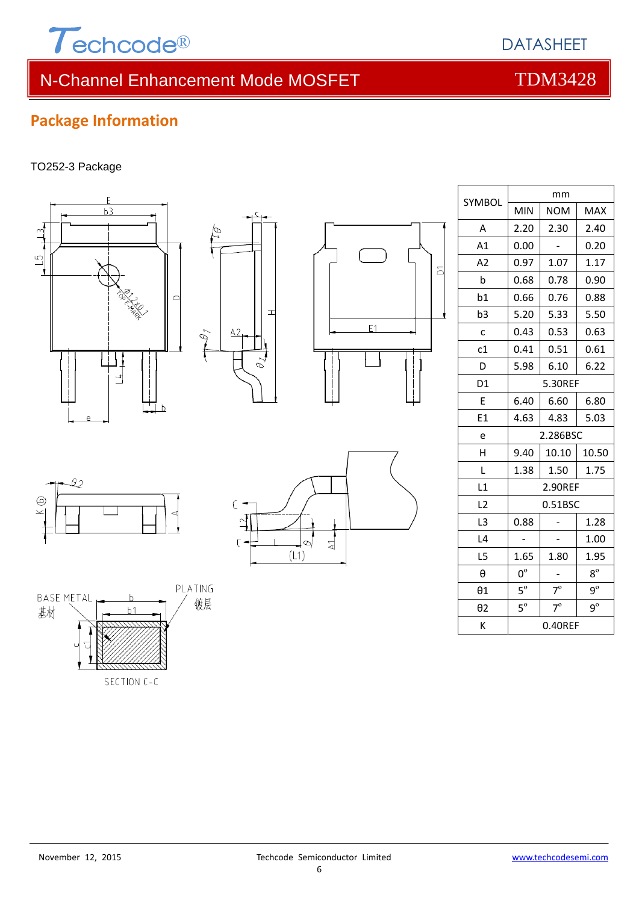## Package Information

TO252-3 Package

| SYMBOL | mm | | |
|---|---|---|---|
| | MIN | NOM | MAX |
| A | 2.20 | 2.30 | 2.40 |
| A1 | 0.00 | - | 0.20 |
| A2 | 0.97 | 1.07 | 1.17 |
| b | 0.68 | 0.78 | 0.90 |
| b1 | 0.66 | 0.76 | 0.88 |
| b3 | 5.20 | 5.33 | 5.50 |
| c | 0.43 | 0.53 | 0.63 |
| c1 | 0.41 | 0.51 | 0.61 |
| D | 5.98 | 6.10 | 6.22 |
| D1 | 5.30REF | | |
| E | 6.40 | 6.60 | 6.80 |
| E1 | 4.63 | 4.83 | 5.03 |
| e | 2.286BSC | | |
| H | 9.40 | 10.10 | 10.50 |
| L | 1.38 | 1.50 | 1.75 |
| L1 | 2.90REF | | |
| L2 | 0.51BSC | | |
| L3 | 0.88 | - | 1.28 |
| L4 | - | - | 1.00 |
| L5 | 1.65 | 1.80 | 1.95 |
| θ | 0° | - | 8° |
| θ1 | 5° | 7° | 9° |
| θ2 | 5° | 7° | 9° |
| K | 0.40REF | | |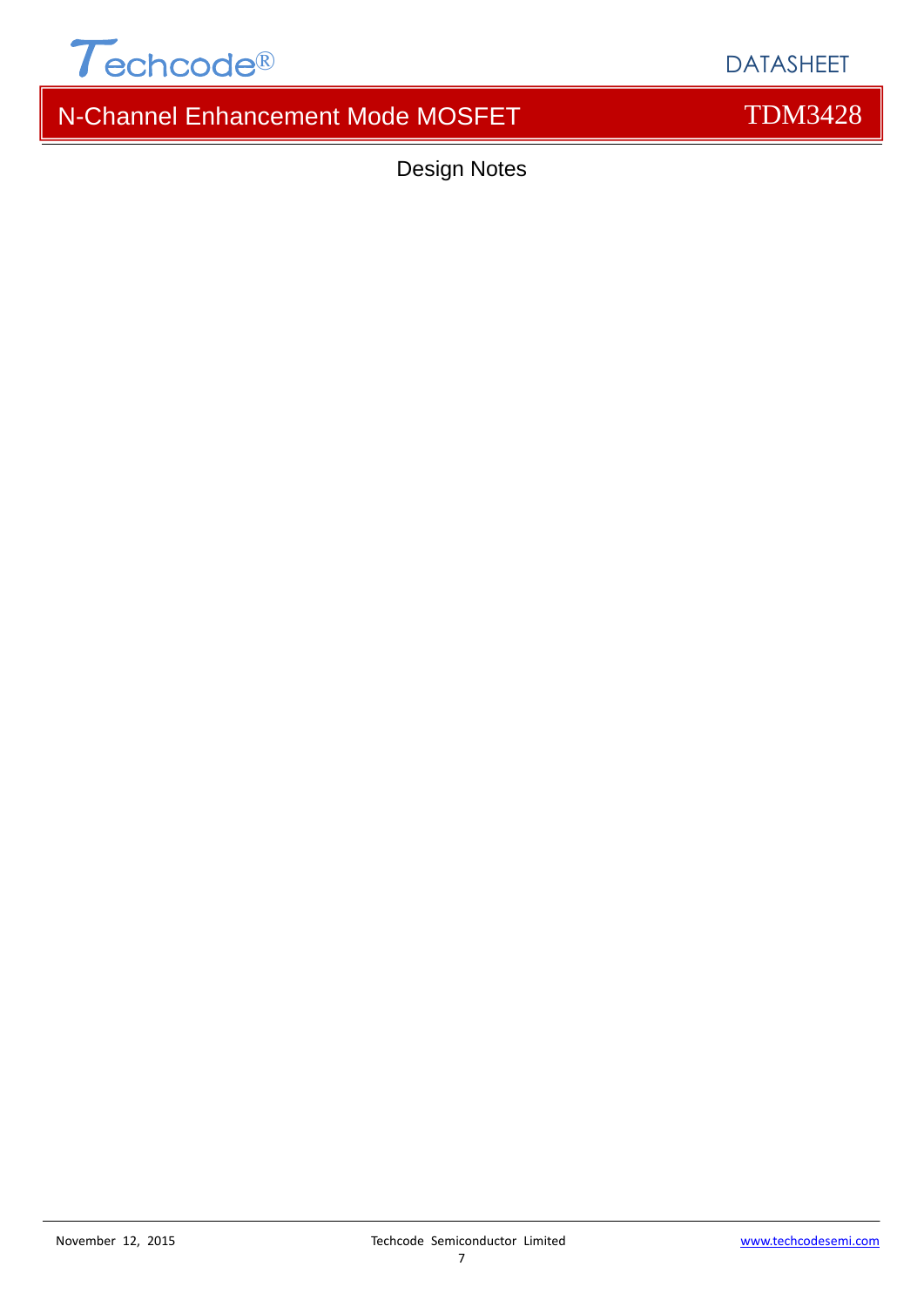Design Notes